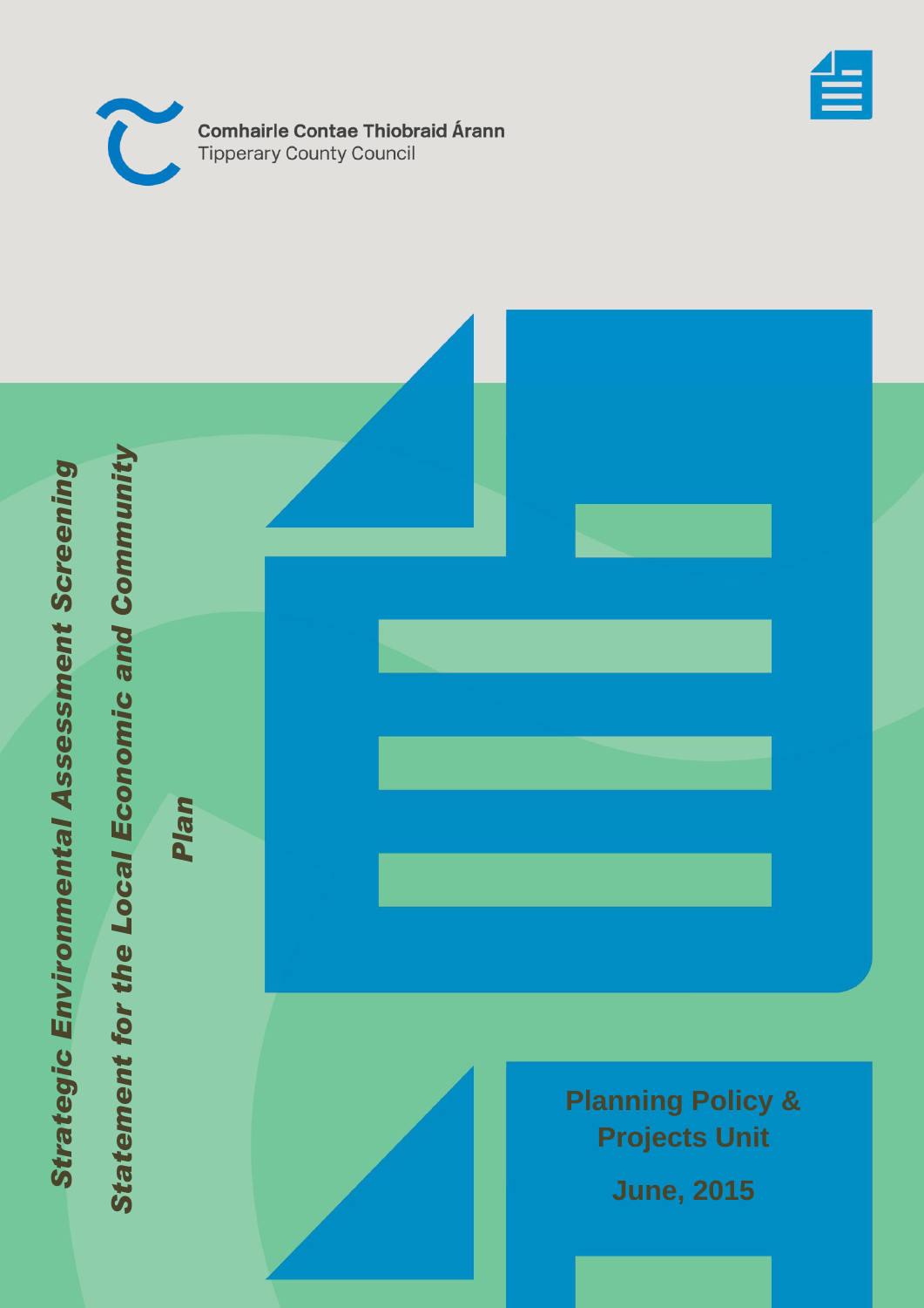Comhairle Contae Thiobraid Árann
Tipperary County Council

# Strategic Environmental Assessment Screening Statement for the Local Economic and Community Plan

**Planning Policy & Projects Unit**

**June, 2015**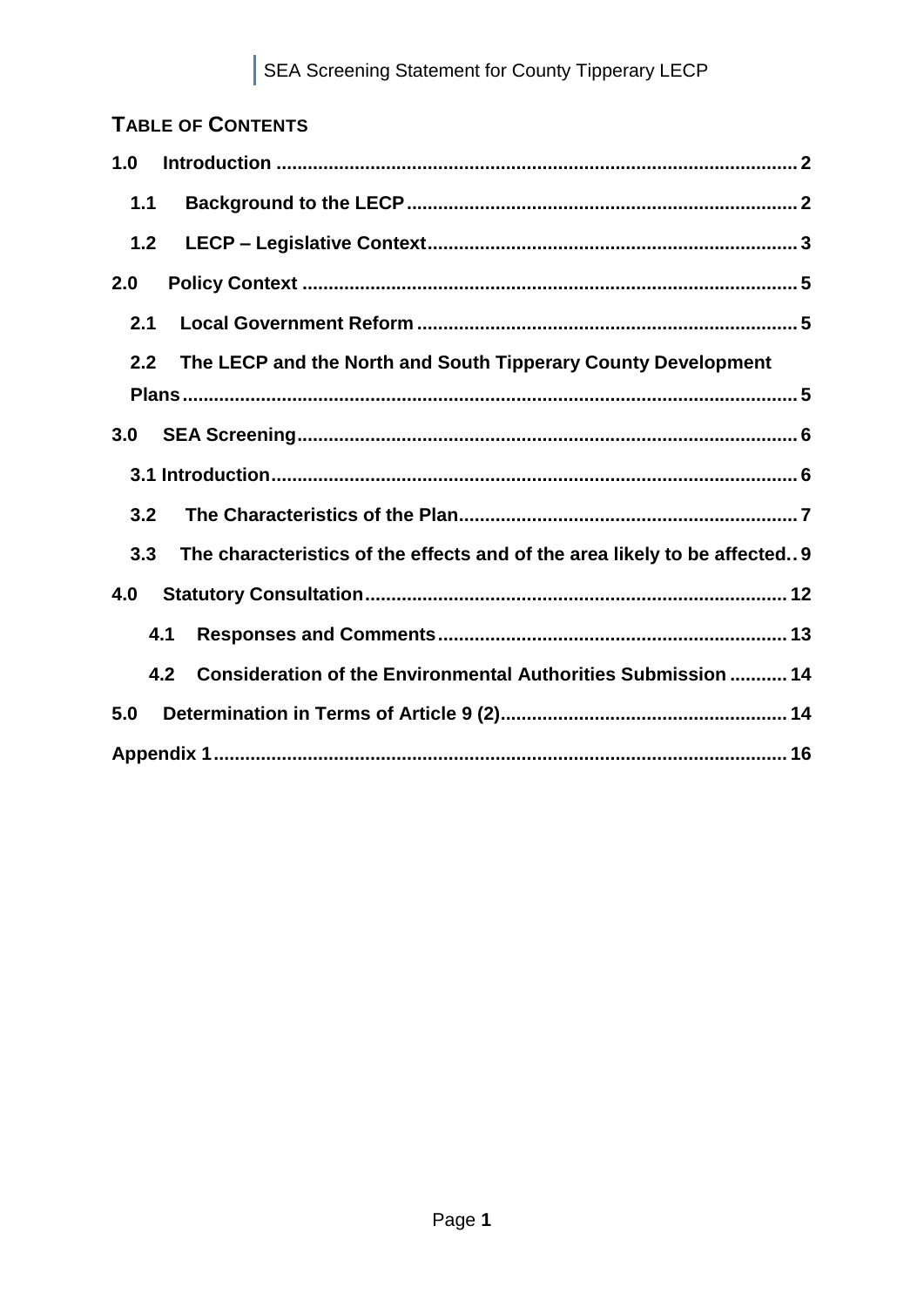## TABLE OF CONTENTS

1.0 Introduction ........................................................................................ 2

1.1 Background to the LECP ..................................................................... 2

1.2 LECP – Legislative Context ................................................................. 3

2.0 Policy Context ........................................................................................ 5

2.1 Local Government Reform .................................................................... 5

2.2 The LECP and the North and South Tipperary County Development Plans ........................................................................................................ 5

3.0 SEA Screening .......................................................................................... 6

3.1 Introduction ............................................................................................. 6

3.2 The Characteristics of the Plan ........................................................... 7

3.3 The characteristics of the effects and of the area likely to be affected.. 9

4.0 Statutory Consultation ........................................................................... 12

4.1 Responses and Comments ..................................................................... 13

4.2 Consideration of the Environmental Authorities Submission ........... 14

5.0 Determination in Terms of Article 9 (2) ................................................ 14

Appendix 1 ....................................................................................................... 16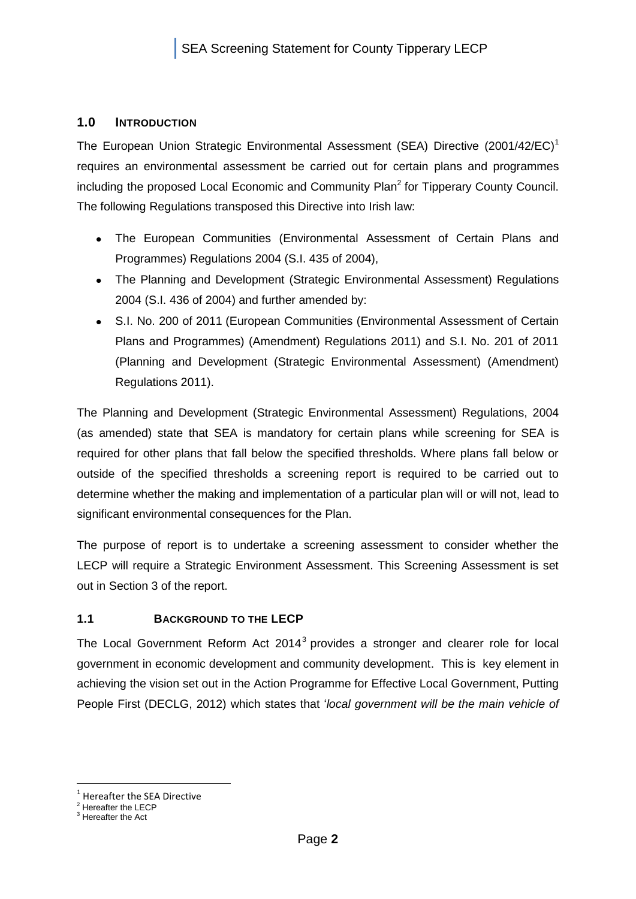## 1.0 Introduction

The European Union Strategic Environmental Assessment (SEA) Directive (2001/42/EC)[1] requires an environmental assessment be carried out for certain plans and programmes including the proposed Local Economic and Community Plan[2] for Tipperary County Council. The following Regulations transposed this Directive into Irish law:

- The European Communities (Environmental Assessment of Certain Plans and Programmes) Regulations 2004 (S.I. 435 of 2004),
- The Planning and Development (Strategic Environmental Assessment) Regulations 2004 (S.I. 436 of 2004) and further amended by:
- S.I. No. 200 of 2011 (European Communities (Environmental Assessment of Certain Plans and Programmes) (Amendment) Regulations 2011) and S.I. No. 201 of 2011 (Planning and Development (Strategic Environmental Assessment) (Amendment) Regulations 2011).

The Planning and Development (Strategic Environmental Assessment) Regulations, 2004 (as amended) state that SEA is mandatory for certain plans while screening for SEA is required for other plans that fall below the specified thresholds. Where plans fall below or outside of the specified thresholds a screening report is required to be carried out to determine whether the making and implementation of a particular plan will or will not, lead to significant environmental consequences for the Plan.

The purpose of report is to undertake a screening assessment to consider whether the LECP will require a Strategic Environment Assessment. This Screening Assessment is set out in Section 3 of the report.

### 1.1 Background to the LECP

The Local Government Reform Act 2014[3] provides a stronger and clearer role for local government in economic development and community development. This is key element in achieving the vision set out in the Action Programme for Effective Local Government, Putting People First (DECLG, 2012) which states that '*local government will be the main vehicle of*

---

[1] Hereafter the SEA Directive
[2] Hereafter the LECP
[3] Hereafter the Act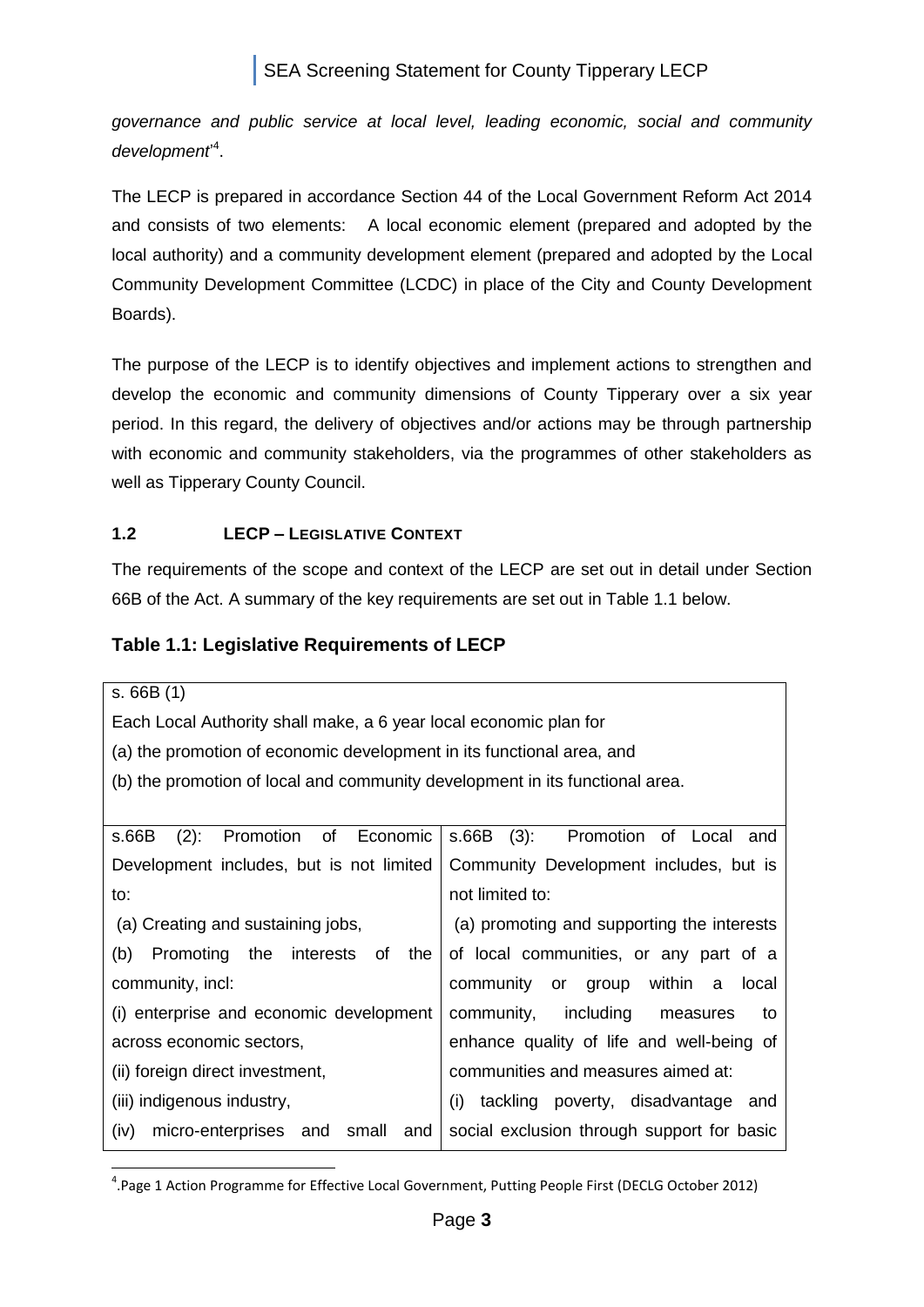*governance and public service at local level, leading economic, social and community development*'[4].

The LECP is prepared in accordance Section 44 of the Local Government Reform Act 2014 and consists of two elements: A local economic element (prepared and adopted by the local authority) and a community development element (prepared and adopted by the Local Community Development Committee (LCDC) in place of the City and County Development Boards).

The purpose of the LECP is to identify objectives and implement actions to strengthen and develop the economic and community dimensions of County Tipperary over a six year period. In this regard, the delivery of objectives and/or actions may be through partnership with economic and community stakeholders, via the programmes of other stakeholders as well as Tipperary County Council.

## 1.2 LECP – LEGISLATIVE CONTEXT

The requirements of the scope and context of the LECP are set out in detail under Section 66B of the Act. A summary of the key requirements are set out in Table 1.1 below.

### Table 1.1: Legislative Requirements of LECP

| s. 66B (1)<br>Each Local Authority shall make, a 6 year local economic plan for<br>(a) the promotion of economic development in its functional area, and<br>(b) the promotion of local and community development in its functional area. | |
|---|---|
| s.66B (2): Promotion of Economic Development includes, but is not limited to:<br>(a) Creating and sustaining jobs,<br>(b) Promoting the interests of the community, incl:<br>(i) enterprise and economic development across economic sectors,<br>(ii) foreign direct investment,<br>(iii) indigenous industry,<br>(iv) micro-enterprises and small and | s.66B (3): Promotion of Local and Community Development includes, but is not limited to:<br>(a) promoting and supporting the interests of local communities, or any part of a community or group within a local community, including measures to enhance quality of life and well-being of communities and measures aimed at:<br>(i) tackling poverty, disadvantage and social exclusion through support for basic |

[4].Page 1 Action Programme for Effective Local Government, Putting People First (DECLG October 2012)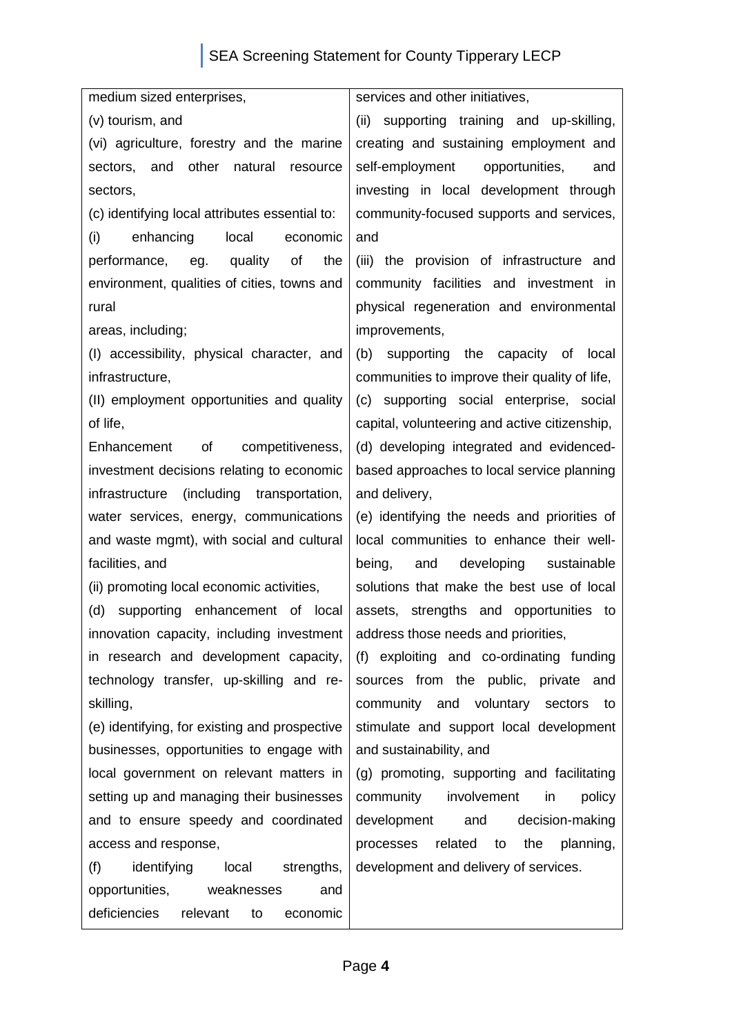| | |
|---|---|
| medium sized enterprises,<br>(v) tourism, and<br>(vi) agriculture, forestry and the marine sectors, and other natural resource sectors,<br>(c) identifying local attributes essential to:<br>(i) enhancing local economic performance, eg. quality of the environment, qualities of cities, towns and rural<br>areas, including;<br>(I) accessibility, physical character, and infrastructure,<br>(II) employment opportunities and quality of life,<br>Enhancement of competitiveness, investment decisions relating to economic infrastructure (including transportation, water services, energy, communications and waste mgmt), with social and cultural facilities, and<br>(ii) promoting local economic activities,<br>(d) supporting enhancement of local innovation capacity, including investment in research and development capacity, technology transfer, up-skilling and re-skilling,<br>(e) identifying, for existing and prospective businesses, opportunities to engage with local government on relevant matters in setting up and managing their businesses and to ensure speedy and coordinated access and response,<br>(f) identifying local strengths, opportunities, weaknesses and deficiencies relevant to economic | services and other initiatives,<br>(ii) supporting training and up-skilling, creating and sustaining employment and self-employment opportunities, and investing in local development through community-focused supports and services, and<br>(iii) the provision of infrastructure and community facilities and investment in physical regeneration and environmental improvements,<br>(b) supporting the capacity of local communities to improve their quality of life,<br>(c) supporting social enterprise, social capital, volunteering and active citizenship,<br>(d) developing integrated and evidenced-based approaches to local service planning and delivery,<br>(e) identifying the needs and priorities of local communities to enhance their well-being, and developing sustainable solutions that make the best use of local assets, strengths and opportunities to address those needs and priorities,<br>(f) exploiting and co-ordinating funding sources from the public, private and community and voluntary sectors to stimulate and support local development and sustainability, and<br>(g) promoting, supporting and facilitating community involvement in policy development and decision-making processes related to the planning, development and delivery of services. |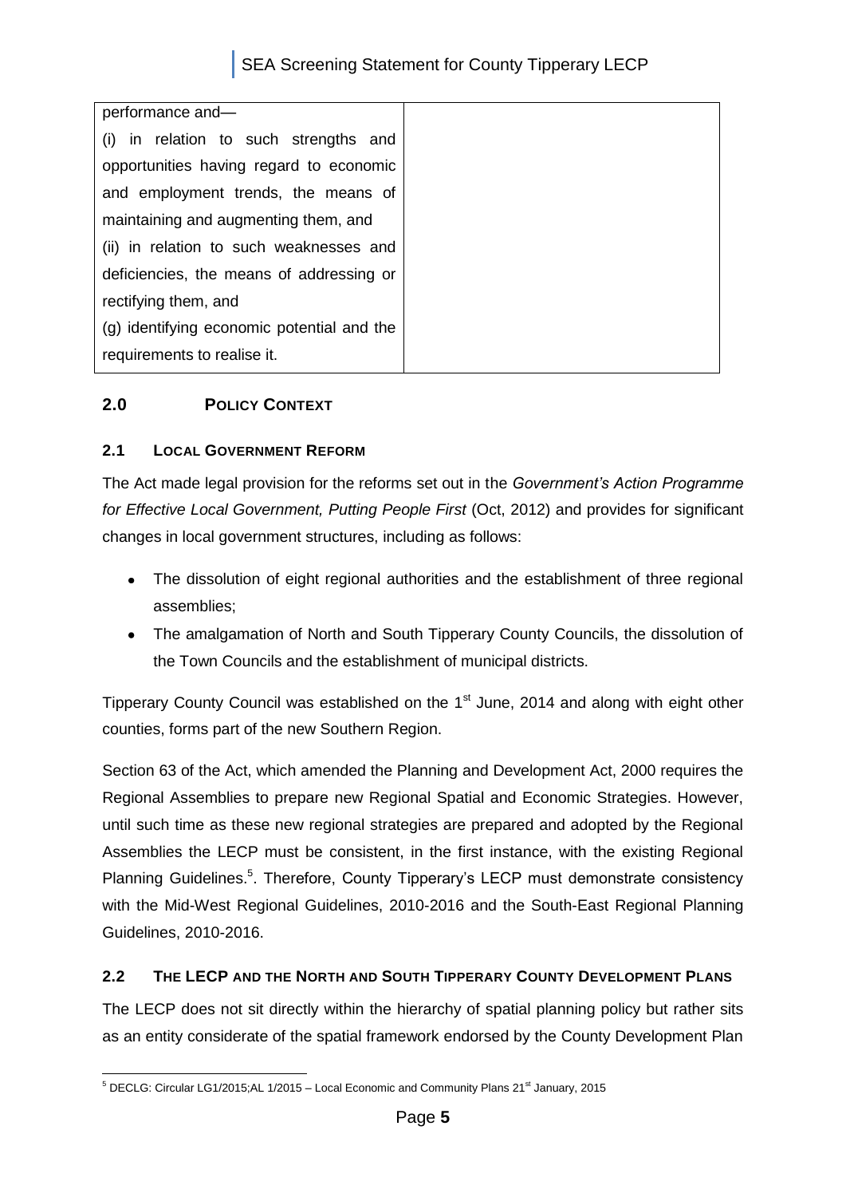| performance and—<br>(i) in relation to such strengths and opportunities having regard to economic and employment trends, the means of maintaining and augmenting them, and<br>(ii) in relation to such weaknesses and deficiencies, the means of addressing or rectifying them, and<br>(g) identifying economic potential and the requirements to realise it. | |
|---|---|

## 2.0 POLICY CONTEXT

### 2.1 LOCAL GOVERNMENT REFORM

The Act made legal provision for the reforms set out in the *Government's Action Programme for Effective Local Government, Putting People First* (Oct, 2012) and provides for significant changes in local government structures, including as follows:

- The dissolution of eight regional authorities and the establishment of three regional assemblies;
- The amalgamation of North and South Tipperary County Councils, the dissolution of the Town Councils and the establishment of municipal districts.

Tipperary County Council was established on the 1st June, 2014 and along with eight other counties, forms part of the new Southern Region.

Section 63 of the Act, which amended the Planning and Development Act, 2000 requires the Regional Assemblies to prepare new Regional Spatial and Economic Strategies. However, until such time as these new regional strategies are prepared and adopted by the Regional Assemblies the LECP must be consistent, in the first instance, with the existing Regional Planning Guidelines.[5]. Therefore, County Tipperary's LECP must demonstrate consistency with the Mid-West Regional Guidelines, 2010-2016 and the South-East Regional Planning Guidelines, 2010-2016.

### 2.2 THE LECP AND THE NORTH AND SOUTH TIPPERARY COUNTY DEVELOPMENT PLANS

The LECP does not sit directly within the hierarchy of spatial planning policy but rather sits as an entity considerate of the spatial framework endorsed by the County Development Plan

[5] DECLG: Circular LG1/2015;AL 1/2015 – Local Economic and Community Plans 21st January, 2015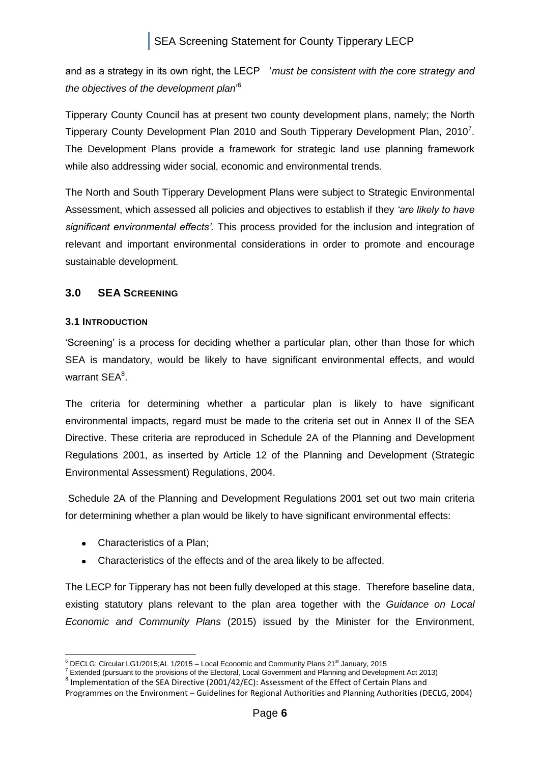and as a strategy in its own right, the LECP '*must be consistent with the core strategy and the objectives of the development plan*'[6]

Tipperary County Council has at present two county development plans, namely; the North Tipperary County Development Plan 2010 and South Tipperary Development Plan, 2010[7]. The Development Plans provide a framework for strategic land use planning framework while also addressing wider social, economic and environmental trends.

The North and South Tipperary Development Plans were subject to Strategic Environmental Assessment, which assessed all policies and objectives to establish if they *'are likely to have significant environmental effects'.* This process provided for the inclusion and integration of relevant and important environmental considerations in order to promote and encourage sustainable development.

## 3.0 SEA SCREENING

### 3.1 INTRODUCTION

'Screening' is a process for deciding whether a particular plan, other than those for which SEA is mandatory, would be likely to have significant environmental effects, and would warrant SEA[8].

The criteria for determining whether a particular plan is likely to have significant environmental impacts, regard must be made to the criteria set out in Annex II of the SEA Directive. These criteria are reproduced in Schedule 2A of the Planning and Development Regulations 2001, as inserted by Article 12 of the Planning and Development (Strategic Environmental Assessment) Regulations, 2004.

Schedule 2A of the Planning and Development Regulations 2001 set out two main criteria for determining whether a plan would be likely to have significant environmental effects:

- Characteristics of a Plan;
- Characteristics of the effects and of the area likely to be affected.

The LECP for Tipperary has not been fully developed at this stage. Therefore baseline data, existing statutory plans relevant to the plan area together with the *Guidance on Local Economic and Community Plans* (2015) issued by the Minister for the Environment,

---

[6] DECLG: Circular LG1/2015;AL 1/2015 – Local Economic and Community Plans 21st January, 2015

[7] Extended (pursuant to the provisions of the Electoral, Local Government and Planning and Development Act 2013)

[8] Implementation of the SEA Directive (2001/42/EC): Assessment of the Effect of Certain Plans and Programmes on the Environment – Guidelines for Regional Authorities and Planning Authorities (DECLG, 2004)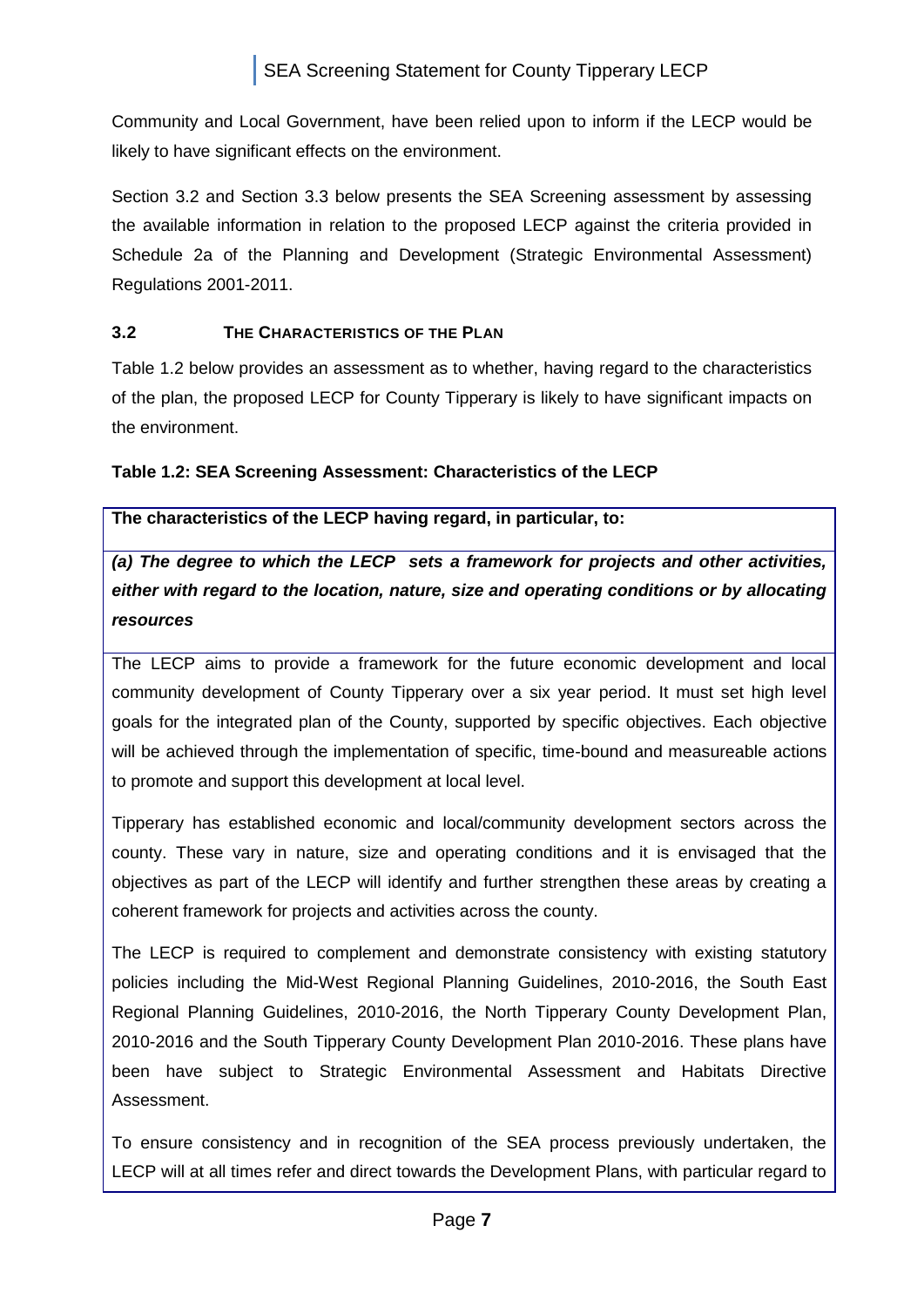Community and Local Government, have been relied upon to inform if the LECP would be likely to have significant effects on the environment.

Section 3.2 and Section 3.3 below presents the SEA Screening assessment by assessing the available information in relation to the proposed LECP against the criteria provided in Schedule 2a of the Planning and Development (Strategic Environmental Assessment) Regulations 2001-2011.

### 3.2 THE CHARACTERISTICS OF THE PLAN

Table 1.2 below provides an assessment as to whether, having regard to the characteristics of the plan, the proposed LECP for County Tipperary is likely to have significant impacts on the environment.

**Table 1.2: SEA Screening Assessment: Characteristics of the LECP**

| **The characteristics of the LECP having regard, in particular, to:** |
| --- |
| ***(a) The degree to which the LECP sets a framework for projects and other activities, either with regard to the location, nature, size and operating conditions or by allocating resources*** |
| The LECP aims to provide a framework for the future economic development and local community development of County Tipperary over a six year period. It must set high level goals for the integrated plan of the County, supported by specific objectives. Each objective will be achieved through the implementation of specific, time-bound and measureable actions to promote and support this development at local level.<br><br>Tipperary has established economic and local/community development sectors across the county. These vary in nature, size and operating conditions and it is envisaged that the objectives as part of the LECP will identify and further strengthen these areas by creating a coherent framework for projects and activities across the county.<br><br>The LECP is required to complement and demonstrate consistency with existing statutory policies including the Mid-West Regional Planning Guidelines, 2010-2016, the South East Regional Planning Guidelines, 2010-2016, the North Tipperary County Development Plan, 2010-2016 and the South Tipperary County Development Plan 2010-2016. These plans have been have subject to Strategic Environmental Assessment and Habitats Directive Assessment.<br><br>To ensure consistency and in recognition of the SEA process previously undertaken, the LECP will at all times refer and direct towards the Development Plans, with particular regard to |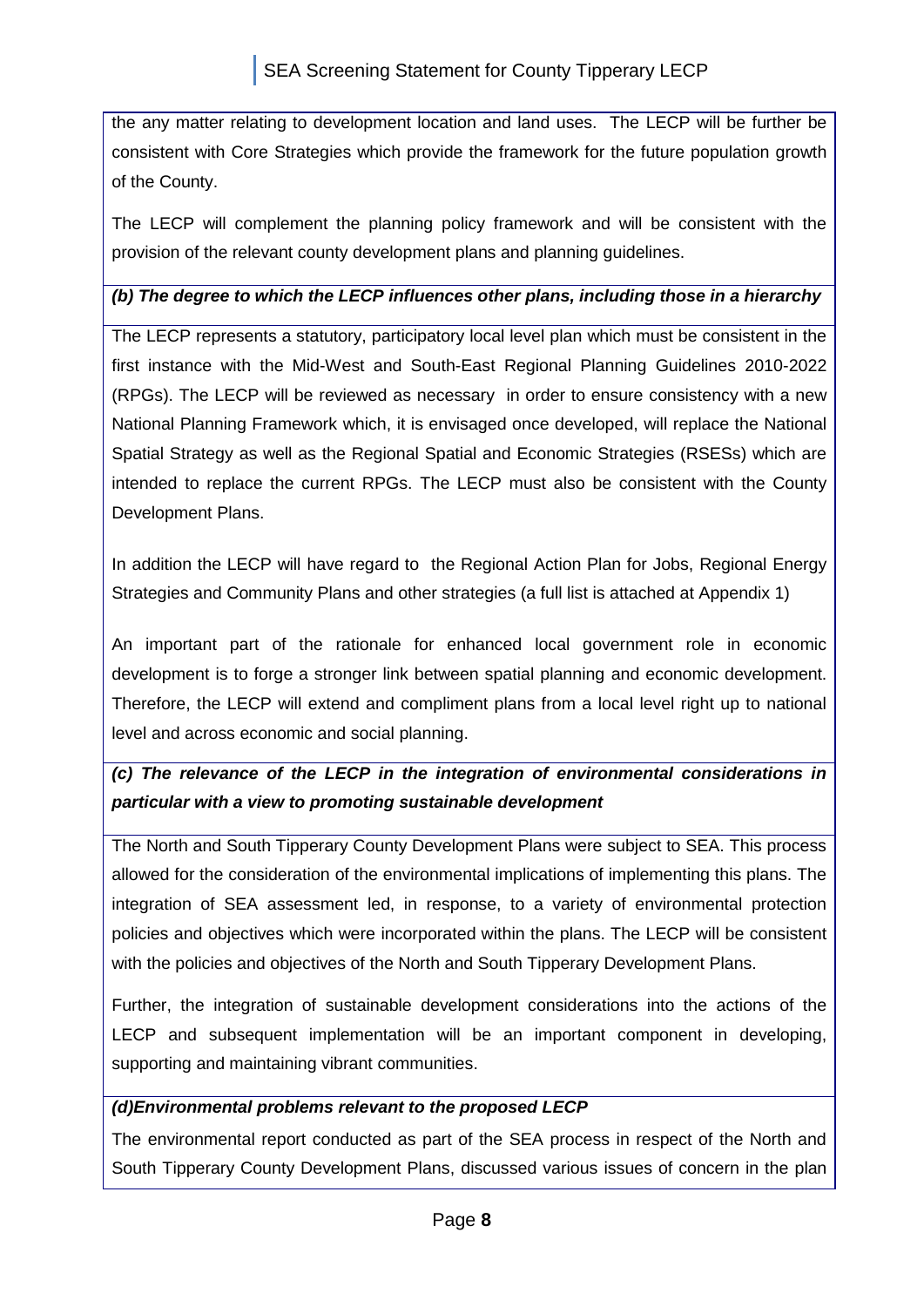the any matter relating to development location and land uses. The LECP will be further be consistent with Core Strategies which provide the framework for the future population growth of the County.

The LECP will complement the planning policy framework and will be consistent with the provision of the relevant county development plans and planning guidelines.

***(b) The degree to which the LECP influences other plans, including those in a hierarchy***

The LECP represents a statutory, participatory local level plan which must be consistent in the first instance with the Mid-West and South-East Regional Planning Guidelines 2010-2022 (RPGs). The LECP will be reviewed as necessary in order to ensure consistency with a new National Planning Framework which, it is envisaged once developed, will replace the National Spatial Strategy as well as the Regional Spatial and Economic Strategies (RSESs) which are intended to replace the current RPGs. The LECP must also be consistent with the County Development Plans.

In addition the LECP will have regard to the Regional Action Plan for Jobs, Regional Energy Strategies and Community Plans and other strategies (a full list is attached at Appendix 1)

An important part of the rationale for enhanced local government role in economic development is to forge a stronger link between spatial planning and economic development. Therefore, the LECP will extend and compliment plans from a local level right up to national level and across economic and social planning.

***(c) The relevance of the LECP in the integration of environmental considerations in particular with a view to promoting sustainable development***

The North and South Tipperary County Development Plans were subject to SEA. This process allowed for the consideration of the environmental implications of implementing this plans. The integration of SEA assessment led, in response, to a variety of environmental protection policies and objectives which were incorporated within the plans. The LECP will be consistent with the policies and objectives of the North and South Tipperary Development Plans.

Further, the integration of sustainable development considerations into the actions of the LECP and subsequent implementation will be an important component in developing, supporting and maintaining vibrant communities.

***(d)Environmental problems relevant to the proposed LECP***

The environmental report conducted as part of the SEA process in respect of the North and South Tipperary County Development Plans, discussed various issues of concern in the plan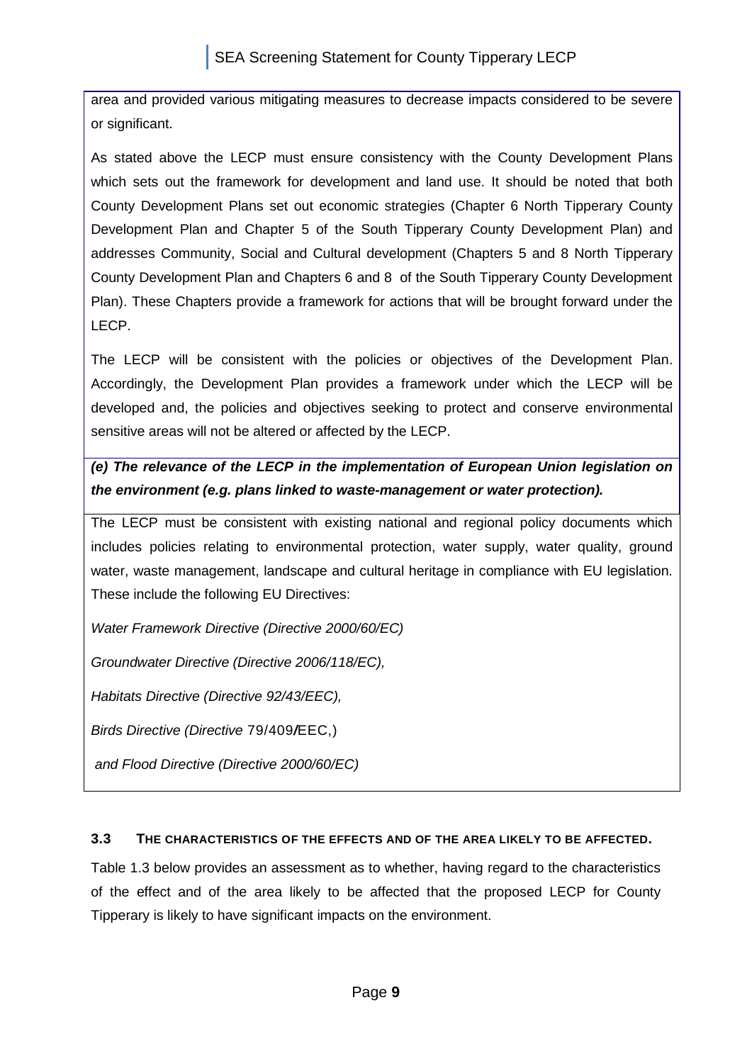area and provided various mitigating measures to decrease impacts considered to be severe or significant.

As stated above the LECP must ensure consistency with the County Development Plans which sets out the framework for development and land use. It should be noted that both County Development Plans set out economic strategies (Chapter 6 North Tipperary County Development Plan and Chapter 5 of the South Tipperary County Development Plan) and addresses Community, Social and Cultural development (Chapters 5 and 8 North Tipperary County Development Plan and Chapters 6 and 8 of the South Tipperary County Development Plan). These Chapters provide a framework for actions that will be brought forward under the LECP.

The LECP will be consistent with the policies or objectives of the Development Plan. Accordingly, the Development Plan provides a framework under which the LECP will be developed and, the policies and objectives seeking to protect and conserve environmental sensitive areas will not be altered or affected by the LECP.

***(e) The relevance of the LECP in the implementation of European Union legislation on the environment (e.g. plans linked to waste-management or water protection).***

The LECP must be consistent with existing national and regional policy documents which includes policies relating to environmental protection, water supply, water quality, ground water, waste management, landscape and cultural heritage in compliance with EU legislation. These include the following EU Directives:

*Water Framework Directive (Directive 2000/60/EC)*

*Groundwater Directive (Directive 2006/118/EC),*

*Habitats Directive (Directive 92/43/EEC),*

*Birds Directive (Directive* 79/409/EEC,)

*and Flood Directive (Directive 2000/60/EC)*

### 3.3 THE CHARACTERISTICS OF THE EFFECTS AND OF THE AREA LIKELY TO BE AFFECTED.

Table 1.3 below provides an assessment as to whether, having regard to the characteristics of the effect and of the area likely to be affected that the proposed LECP for County Tipperary is likely to have significant impacts on the environment.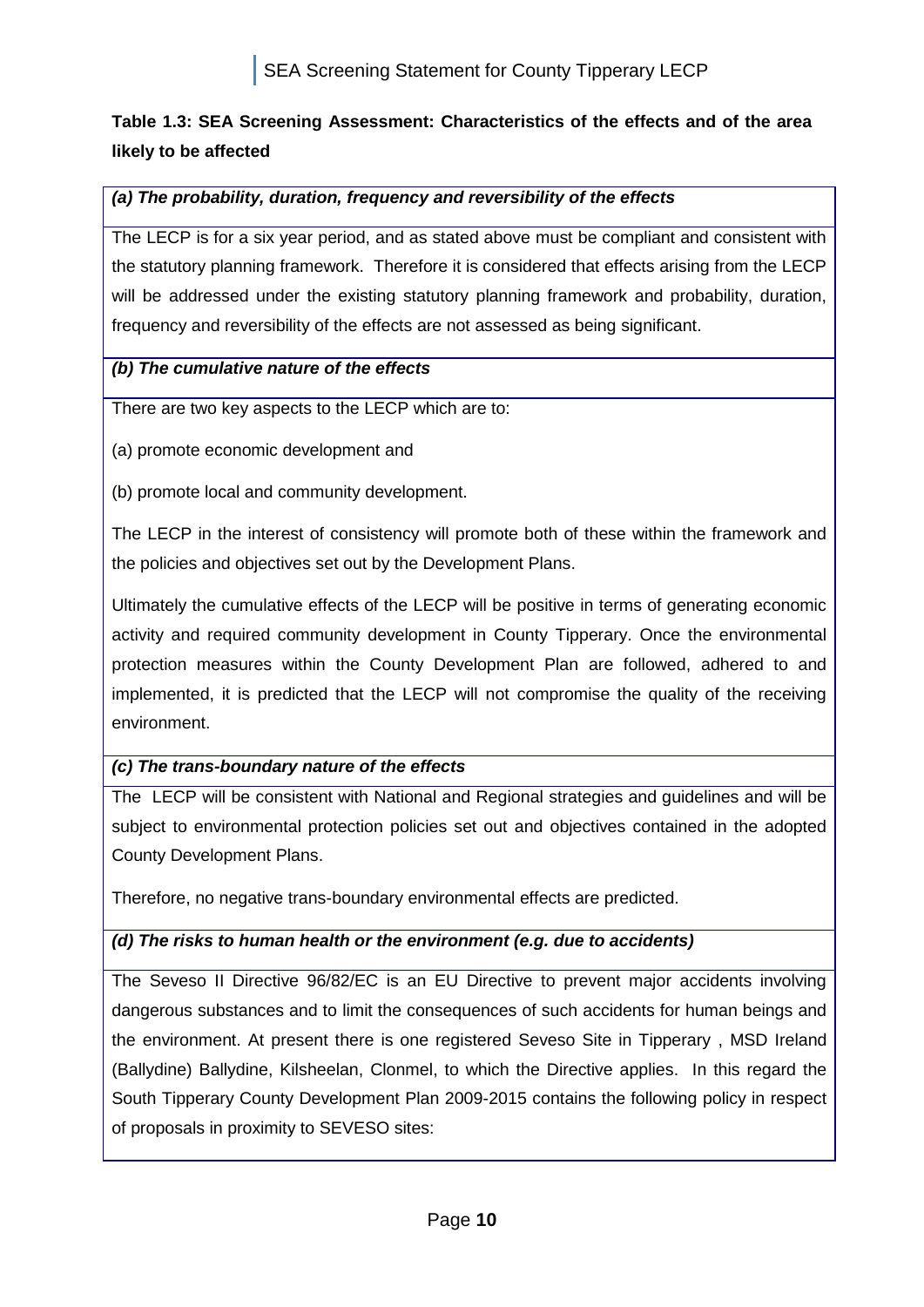**Table 1.3: SEA Screening Assessment: Characteristics of the effects and of the area likely to be affected**

| ***(a) The probability, duration, frequency and reversibility of the effects*** |
|---|
| The LECP is for a six year period, and as stated above must be compliant and consistent with the statutory planning framework. Therefore it is considered that effects arising from the LECP will be addressed under the existing statutory planning framework and probability, duration, frequency and reversibility of the effects are not assessed as being significant. |
| ***(b) The cumulative nature of the effects*** |
| There are two key aspects to the LECP which are to:<br><br>(a) promote economic development and<br><br>(b) promote local and community development.<br><br>The LECP in the interest of consistency will promote both of these within the framework and the policies and objectives set out by the Development Plans.<br><br>Ultimately the cumulative effects of the LECP will be positive in terms of generating economic activity and required community development in County Tipperary. Once the environmental protection measures within the County Development Plan are followed, adhered to and implemented, it is predicted that the LECP will not compromise the quality of the receiving environment. |
| ***(c) The trans-boundary nature of the effects*** |
| The LECP will be consistent with National and Regional strategies and guidelines and will be subject to environmental protection policies set out and objectives contained in the adopted County Development Plans.<br><br>Therefore, no negative trans-boundary environmental effects are predicted. |
| ***(d) The risks to human health or the environment (e.g. due to accidents)*** |
| The Seveso II Directive 96/82/EC is an EU Directive to prevent major accidents involving dangerous substances and to limit the consequences of such accidents for human beings and the environment. At present there is one registered Seveso Site in Tipperary , MSD Ireland (Ballydine) Ballydine, Kilsheelan, Clonmel, to which the Directive applies. In this regard the South Tipperary County Development Plan 2009-2015 contains the following policy in respect of proposals in proximity to SEVESO sites: |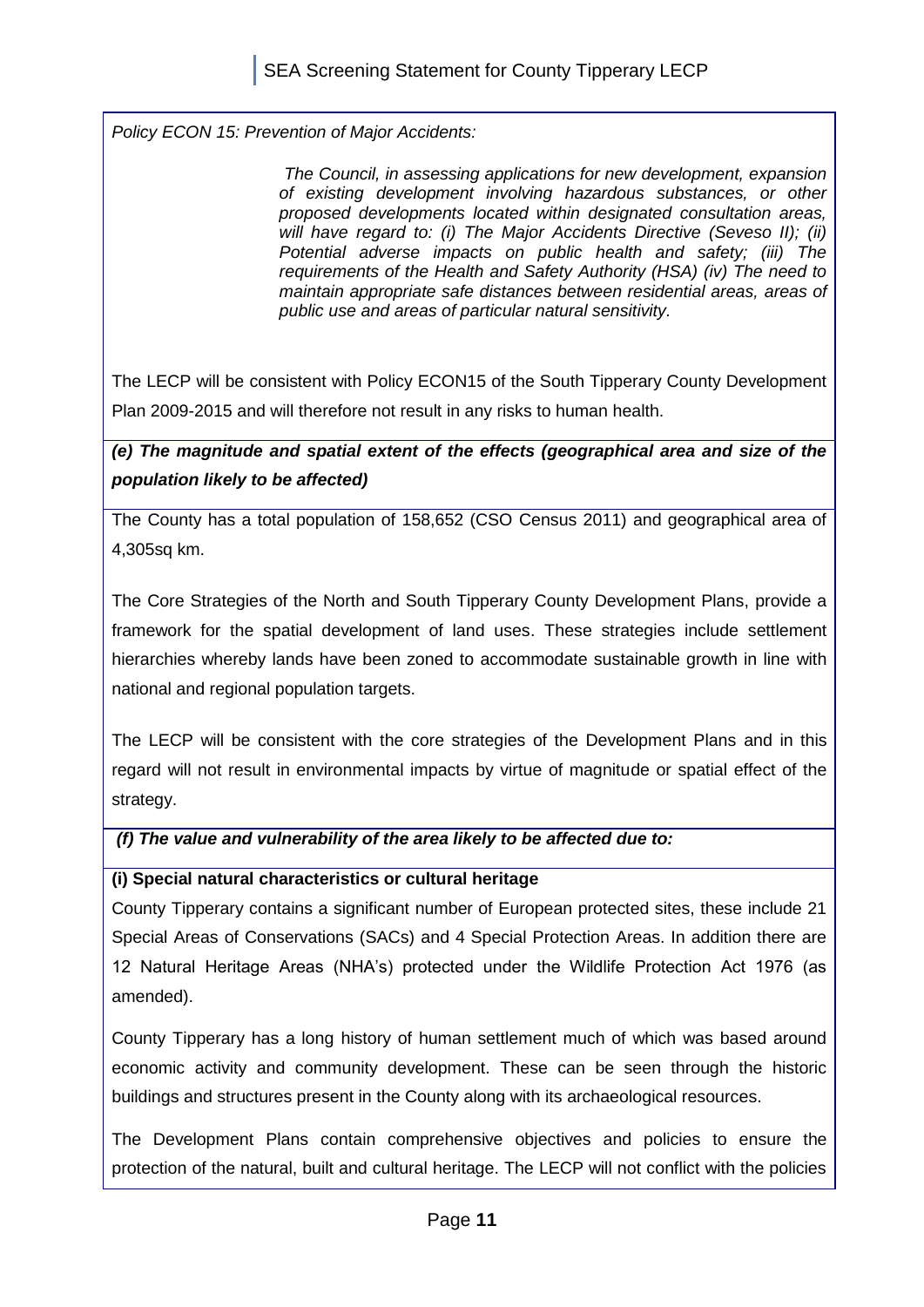*Policy ECON 15: Prevention of Major Accidents:*

> *The Council, in assessing applications for new development, expansion of existing development involving hazardous substances, or other proposed developments located within designated consultation areas, will have regard to: (i) The Major Accidents Directive (Seveso II); (ii) Potential adverse impacts on public health and safety; (iii) The requirements of the Health and Safety Authority (HSA) (iv) The need to maintain appropriate safe distances between residential areas, areas of public use and areas of particular natural sensitivity.*

The LECP will be consistent with Policy ECON15 of the South Tipperary County Development Plan 2009-2015 and will therefore not result in any risks to human health.

***(e) The magnitude and spatial extent of the effects (geographical area and size of the population likely to be affected)***

The County has a total population of 158,652 (CSO Census 2011) and geographical area of 4,305sq km.

The Core Strategies of the North and South Tipperary County Development Plans, provide a framework for the spatial development of land uses. These strategies include settlement hierarchies whereby lands have been zoned to accommodate sustainable growth in line with national and regional population targets.

The LECP will be consistent with the core strategies of the Development Plans and in this regard will not result in environmental impacts by virtue of magnitude or spatial effect of the strategy.

***(f) The value and vulnerability of the area likely to be affected due to:***

**(i) Special natural characteristics or cultural heritage**

County Tipperary contains a significant number of European protected sites, these include 21 Special Areas of Conservations (SACs) and 4 Special Protection Areas. In addition there are 12 Natural Heritage Areas (NHA's) protected under the Wildlife Protection Act 1976 (as amended).

County Tipperary has a long history of human settlement much of which was based around economic activity and community development. These can be seen through the historic buildings and structures present in the County along with its archaeological resources.

The Development Plans contain comprehensive objectives and policies to ensure the protection of the natural, built and cultural heritage. The LECP will not conflict with the policies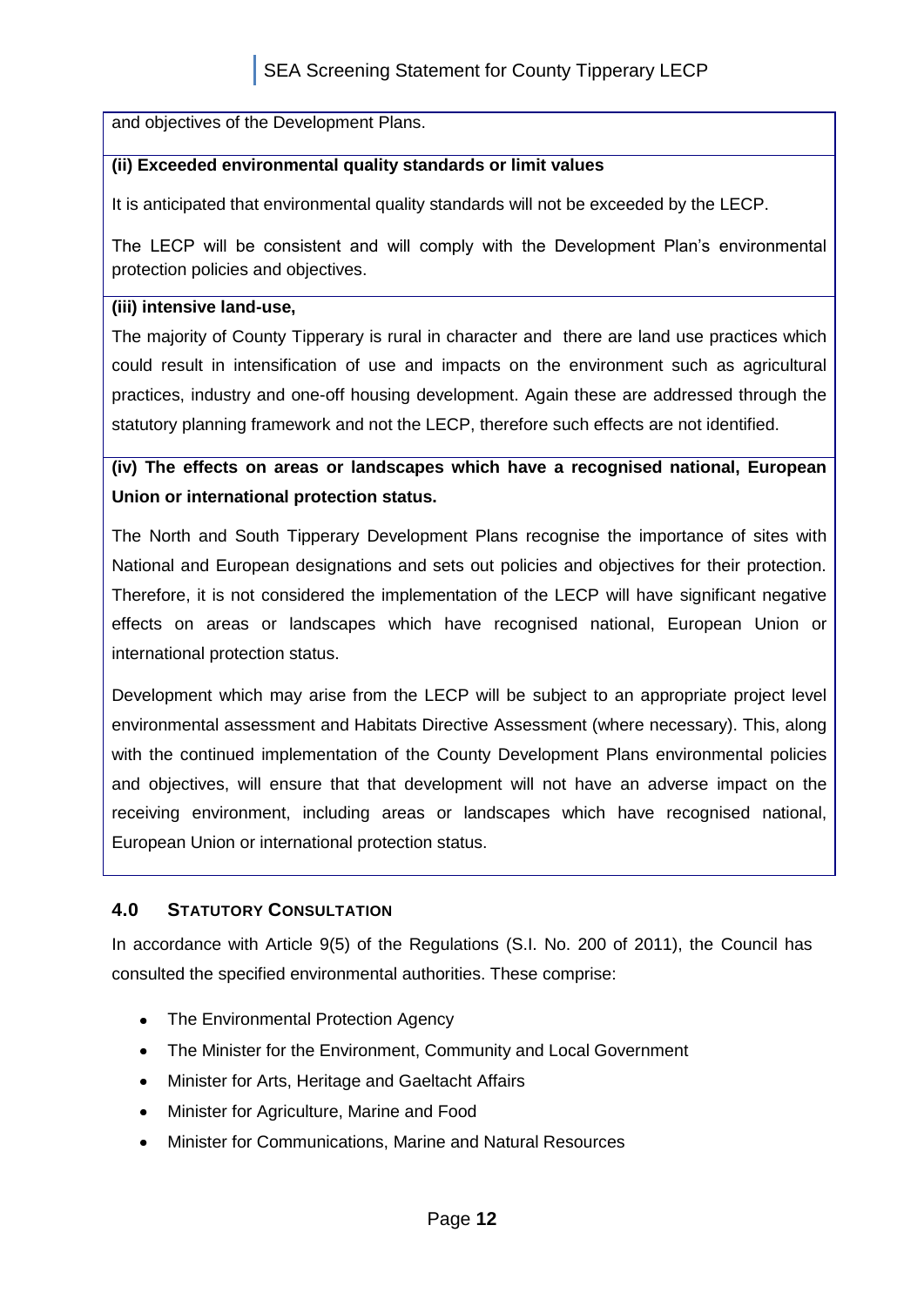and objectives of the Development Plans.

**(ii) Exceeded environmental quality standards or limit values**

It is anticipated that environmental quality standards will not be exceeded by the LECP.

The LECP will be consistent and will comply with the Development Plan's environmental protection policies and objectives.

**(iii) intensive land-use,**

The majority of County Tipperary is rural in character and there are land use practices which could result in intensification of use and impacts on the environment such as agricultural practices, industry and one-off housing development. Again these are addressed through the statutory planning framework and not the LECP, therefore such effects are not identified.

**(iv) The effects on areas or landscapes which have a recognised national, European Union or international protection status.**

The North and South Tipperary Development Plans recognise the importance of sites with National and European designations and sets out policies and objectives for their protection. Therefore, it is not considered the implementation of the LECP will have significant negative effects on areas or landscapes which have recognised national, European Union or international protection status.

Development which may arise from the LECP will be subject to an appropriate project level environmental assessment and Habitats Directive Assessment (where necessary). This, along with the continued implementation of the County Development Plans environmental policies and objectives, will ensure that that development will not have an adverse impact on the receiving environment, including areas or landscapes which have recognised national, European Union or international protection status.

## 4.0 STATUTORY CONSULTATION

In accordance with Article 9(5) of the Regulations (S.I. No. 200 of 2011), the Council has consulted the specified environmental authorities. These comprise:

- The Environmental Protection Agency
- The Minister for the Environment, Community and Local Government
- Minister for Arts, Heritage and Gaeltacht Affairs
- Minister for Agriculture, Marine and Food
- Minister for Communications, Marine and Natural Resources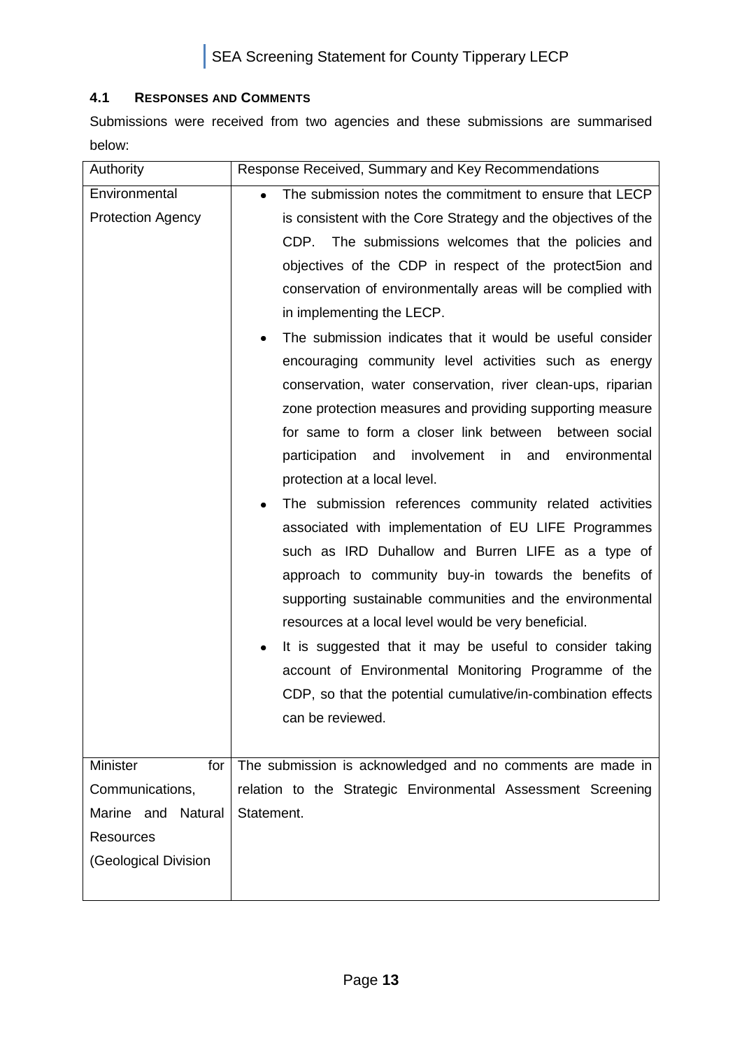### 4.1 RESPONSES AND COMMENTS

Submissions were received from two agencies and these submissions are summarised below:

| Authority | Response Received, Summary and Key Recommendations |
|---|---|
| Environmental Protection Agency | • The submission notes the commitment to ensure that LECP is consistent with the Core Strategy and the objectives of the CDP. The submissions welcomes that the policies and objectives of the CDP in respect of the protect5ion and conservation of environmentally areas will be complied with in implementing the LECP.<br>• The submission indicates that it would be useful consider encouraging community level activities such as energy conservation, water conservation, river clean-ups, riparian zone protection measures and providing supporting measure for same to form a closer link between between social participation and involvement in and environmental protection at a local level.<br>• The submission references community related activities associated with implementation of EU LIFE Programmes such as IRD Duhallow and Burren LIFE as a type of approach to community buy-in towards the benefits of supporting sustainable communities and the environmental resources at a local level would be very beneficial.<br>• It is suggested that it may be useful to consider taking account of Environmental Monitoring Programme of the CDP, so that the potential cumulative/in-combination effects can be reviewed. |
| Minister for Communications, Marine and Natural Resources (Geological Division | The submission is acknowledged and no comments are made in relation to the Strategic Environmental Assessment Screening Statement. |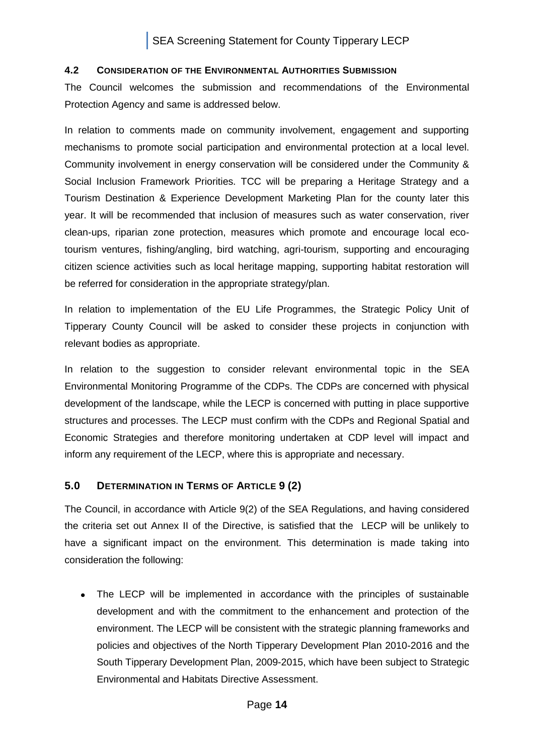## 4.2 CONSIDERATION OF THE ENVIRONMENTAL AUTHORITIES SUBMISSION

The Council welcomes the submission and recommendations of the Environmental Protection Agency and same is addressed below.

In relation to comments made on community involvement, engagement and supporting mechanisms to promote social participation and environmental protection at a local level. Community involvement in energy conservation will be considered under the Community & Social Inclusion Framework Priorities. TCC will be preparing a Heritage Strategy and a Tourism Destination & Experience Development Marketing Plan for the county later this year. It will be recommended that inclusion of measures such as water conservation, river clean-ups, riparian zone protection, measures which promote and encourage local eco-tourism ventures, fishing/angling, bird watching, agri-tourism, supporting and encouraging citizen science activities such as local heritage mapping, supporting habitat restoration will be referred for consideration in the appropriate strategy/plan.

In relation to implementation of the EU Life Programmes, the Strategic Policy Unit of Tipperary County Council will be asked to consider these projects in conjunction with relevant bodies as appropriate.

In relation to the suggestion to consider relevant environmental topic in the SEA Environmental Monitoring Programme of the CDPs. The CDPs are concerned with physical development of the landscape, while the LECP is concerned with putting in place supportive structures and processes. The LECP must confirm with the CDPs and Regional Spatial and Economic Strategies and therefore monitoring undertaken at CDP level will impact and inform any requirement of the LECP, where this is appropriate and necessary.

## 5.0 DETERMINATION IN TERMS OF ARTICLE 9 (2)

The Council, in accordance with Article 9(2) of the SEA Regulations, and having considered the criteria set out Annex II of the Directive, is satisfied that the LECP will be unlikely to have a significant impact on the environment. This determination is made taking into consideration the following:

- The LECP will be implemented in accordance with the principles of sustainable development and with the commitment to the enhancement and protection of the environment. The LECP will be consistent with the strategic planning frameworks and policies and objectives of the North Tipperary Development Plan 2010-2016 and the South Tipperary Development Plan, 2009-2015, which have been subject to Strategic Environmental and Habitats Directive Assessment.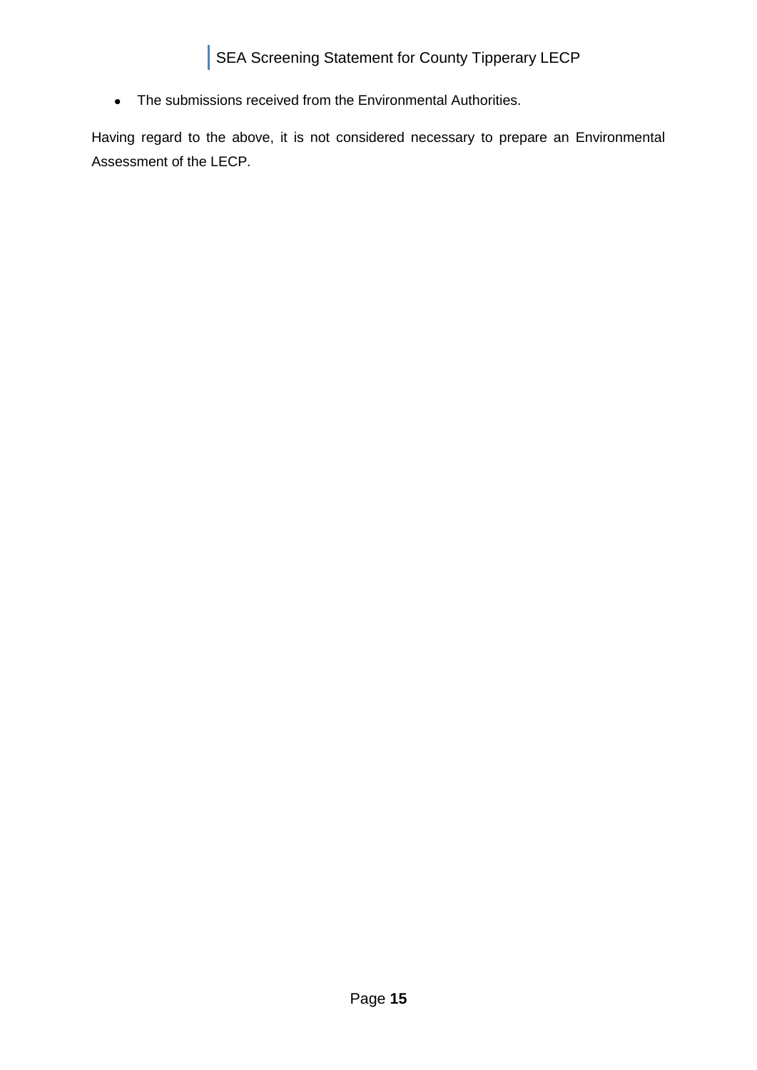- The submissions received from the Environmental Authorities.

Having regard to the above, it is not considered necessary to prepare an Environmental Assessment of the LECP.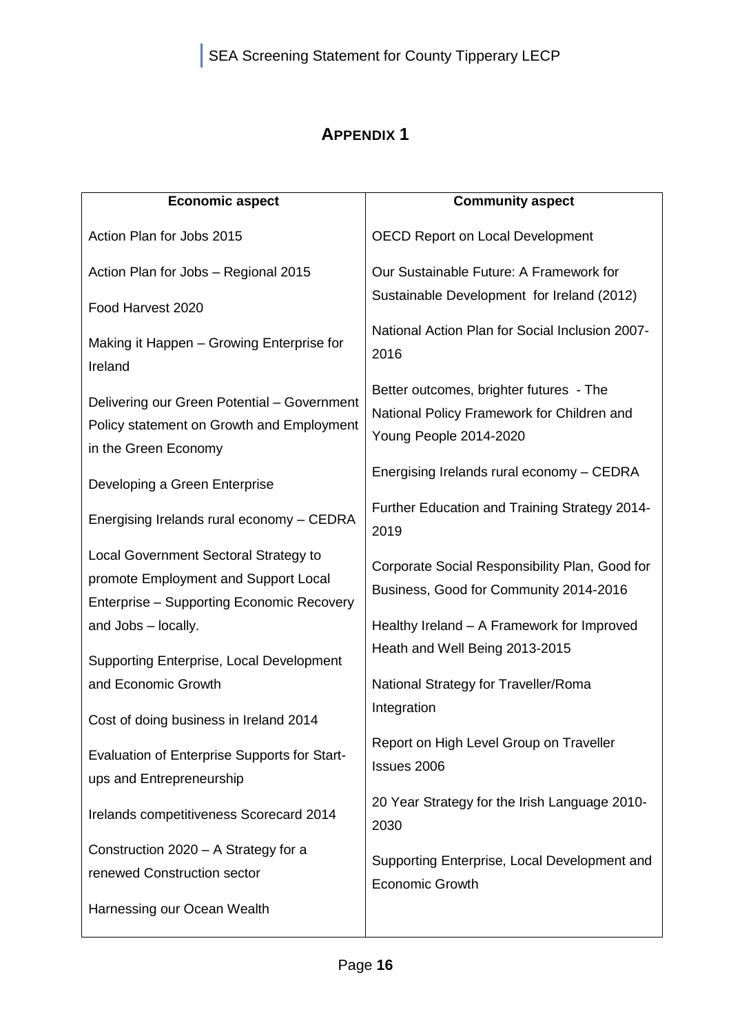# APPENDIX 1

| Economic aspect | Community aspect |
|---|---|
| Action Plan for Jobs 2015 | OECD Report on Local Development |
| Action Plan for Jobs – Regional 2015 | Our Sustainable Future: A Framework for Sustainable Development for Ireland (2012) |
| Food Harvest 2020 | National Action Plan for Social Inclusion 2007-2016 |
| Making it Happen – Growing Enterprise for Ireland | Better outcomes, brighter futures - The National Policy Framework for Children and Young People 2014-2020 |
| Delivering our Green Potential – Government Policy statement on Growth and Employment in the Green Economy | Energising Irelands rural economy – CEDRA |
| Developing a Green Enterprise | Further Education and Training Strategy 2014-2019 |
| Energising Irelands rural economy – CEDRA | Corporate Social Responsibility Plan, Good for Business, Good for Community 2014-2016 |
| Local Government Sectoral Strategy to promote Employment and Support Local Enterprise – Supporting Economic Recovery and Jobs – locally. | Healthy Ireland – A Framework for Improved Heath and Well Being 2013-2015 |
| Supporting Enterprise, Local Development and Economic Growth | National Strategy for Traveller/Roma Integration |
| Cost of doing business in Ireland 2014 | Report on High Level Group on Traveller Issues 2006 |
| Evaluation of Enterprise Supports for Start-ups and Entrepreneurship | 20 Year Strategy for the Irish Language 2010-2030 |
| Irelands competitiveness Scorecard 2014 | Supporting Enterprise, Local Development and Economic Growth |
| Construction 2020 – A Strategy for a renewed Construction sector | |
| Harnessing our Ocean Wealth | |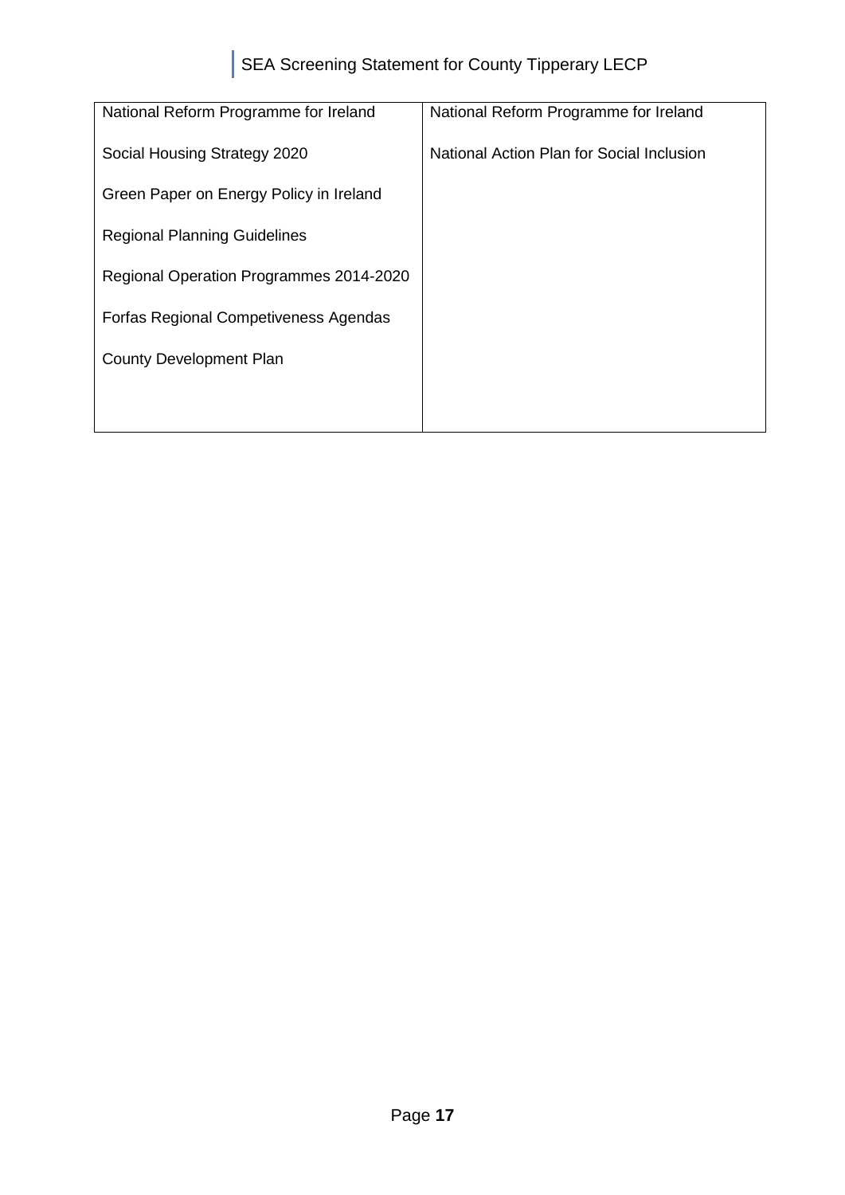| National Reform Programme for Ireland | National Reform Programme for Ireland |
|---|---|
| Social Housing Strategy 2020 | National Action Plan for Social Inclusion |
| Green Paper on Energy Policy in Ireland | |
| Regional Planning Guidelines | |
| Regional Operation Programmes 2014-2020 | |
| Forfas Regional Competiveness Agendas | |
| County Development Plan | |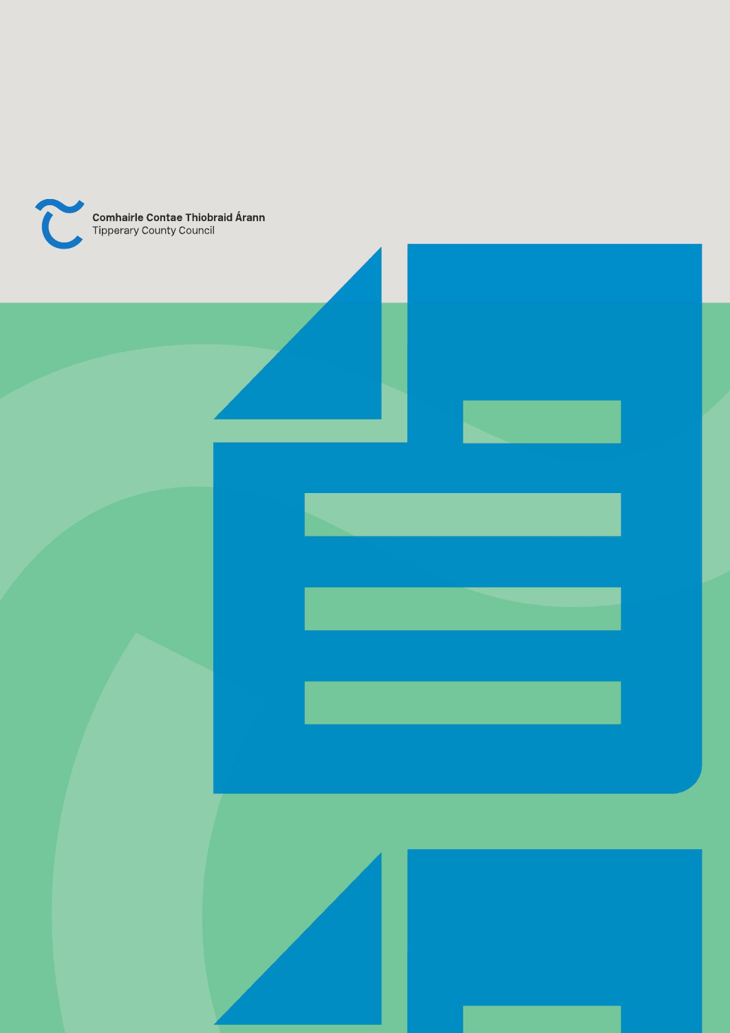Comhairle Contae Thiobraid Árann
Tipperary County Council